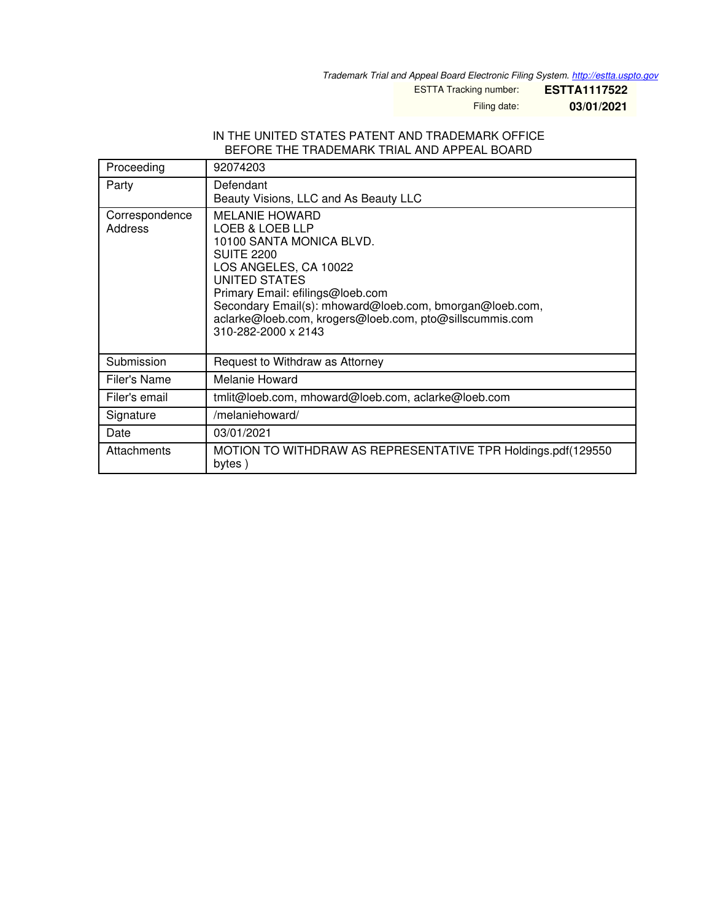*Trademark Trial and Appeal Board Electronic Filing System. http://estta.uspto.gov*

ESTTA Tracking number: **ESTTA1117522**

Filing date: **03/01/2021**

IN THE UNITED STATES PATENT AND TRADEMARK OFFICE
BEFORE THE TRADEMARK TRIAL AND APPEAL BOARD

| | |
|---|---|
| Proceeding | 92074203 |
| Party | Defendant<br>Beauty Visions, LLC and As Beauty LLC |
| Correspondence Address | MELANIE HOWARD<br>LOEB & LOEB LLP<br>10100 SANTA MONICA BLVD.<br>SUITE 2200<br>LOS ANGELES, CA 10022<br>UNITED STATES<br>Primary Email: efilings@loeb.com<br>Secondary Email(s): mhoward@loeb.com, bmorgan@loeb.com, aclarke@loeb.com, krogers@loeb.com, pto@sillscummis.com<br>310-282-2000 x 2143 |
| Submission | Request to Withdraw as Attorney |
| Filer's Name | Melanie Howard |
| Filer's email | tmlit@loeb.com, mhoward@loeb.com, aclarke@loeb.com |
| Signature | /melaniehoward/ |
| Date | 03/01/2021 |
| Attachments | MOTION TO WITHDRAW AS REPRESENTATIVE TPR Holdings.pdf(129550 bytes ) |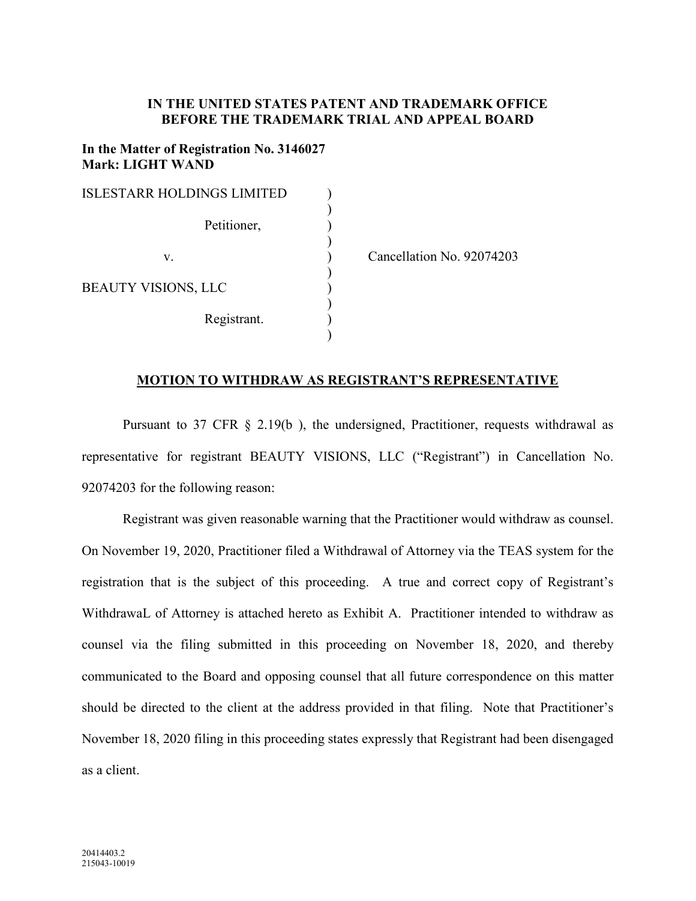**IN THE UNITED STATES PATENT AND TRADEMARK OFFICE**
**BEFORE THE TRADEMARK TRIAL AND APPEAL BOARD**

**In the Matter of Registration No. 3146027**
**Mark: LIGHT WAND**

| | | |
|---|---|---|
| ISLESTARR HOLDINGS LIMITED | ) | |
| | ) | |
| Petitioner, | ) | |
| | ) | |
| v. | ) | Cancellation No. 92074203 |
| | ) | |
| BEAUTY VISIONS, LLC | ) | |
| | ) | |
| Registrant. | ) | |
| | ) | |

## MOTION TO WITHDRAW AS REGISTRANT'S REPRESENTATIVE

Pursuant to 37 CFR § 2.19(b ), the undersigned, Practitioner, requests withdrawal as representative for registrant BEAUTY VISIONS, LLC ("Registrant") in Cancellation No. 92074203 for the following reason:

Registrant was given reasonable warning that the Practitioner would withdraw as counsel. On November 19, 2020, Practitioner filed a Withdrawal of Attorney via the TEAS system for the registration that is the subject of this proceeding. A true and correct copy of Registrant's WithdrawaL of Attorney is attached hereto as Exhibit A. Practitioner intended to withdraw as counsel via the filing submitted in this proceeding on November 18, 2020, and thereby communicated to the Board and opposing counsel that all future correspondence on this matter should be directed to the client at the address provided in that filing. Note that Practitioner's November 18, 2020 filing in this proceeding states expressly that Registrant had been disengaged as a client.

20414403.2
215043-10019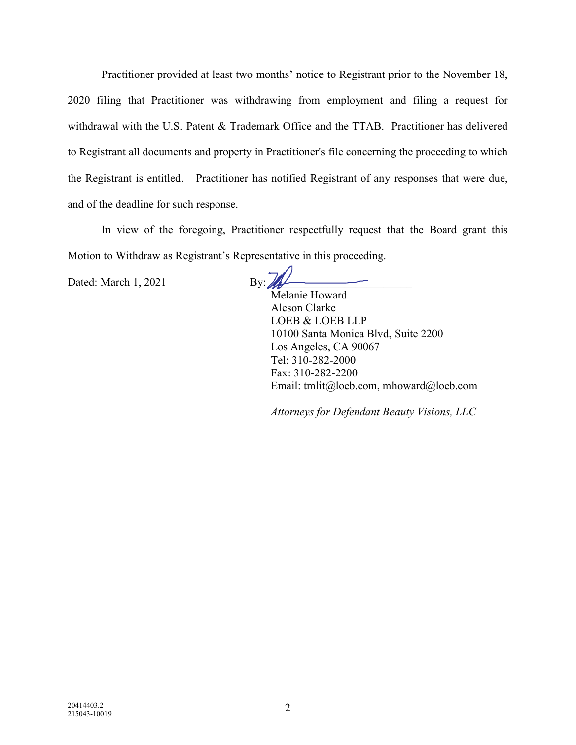Practitioner provided at least two months' notice to Registrant prior to the November 18, 2020 filing that Practitioner was withdrawing from employment and filing a request for withdrawal with the U.S. Patent & Trademark Office and the TTAB. Practitioner has delivered to Registrant all documents and property in Practitioner's file concerning the proceeding to which the Registrant is entitled. Practitioner has notified Registrant of any responses that were due, and of the deadline for such response.

In view of the foregoing, Practitioner respectfully request that the Board grant this Motion to Withdraw as Registrant's Representative in this proceeding.

Dated: March 1, 2021

By: ____________________

Melanie Howard
Aleson Clarke
LOEB & LOEB LLP
10100 Santa Monica Blvd, Suite 2200
Los Angeles, CA 90067
Tel: 310-282-2000
Fax: 310-282-2200
Email: tmlit@loeb.com, mhoward@loeb.com

*Attorneys for Defendant Beauty Visions, LLC*

20414403.2
215043-10019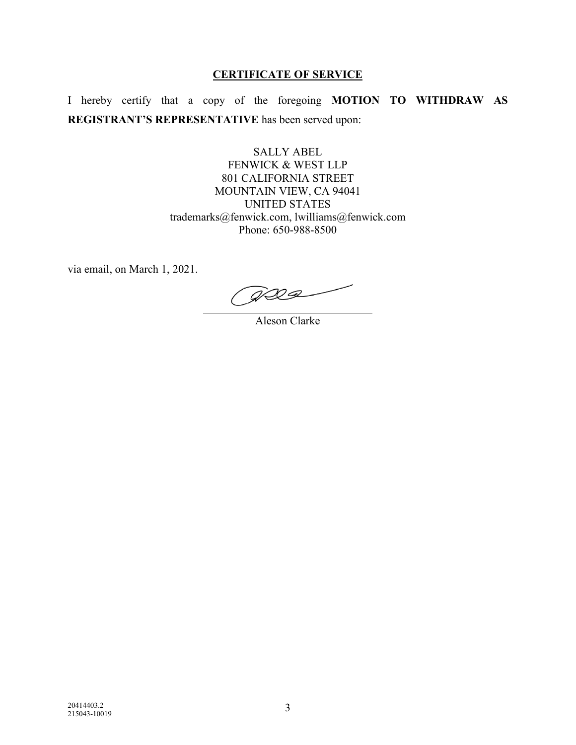## CERTIFICATE OF SERVICE

I hereby certify that a copy of the foregoing **MOTION TO WITHDRAW AS REGISTRANT'S REPRESENTATIVE** has been served upon:

SALLY ABEL
FENWICK & WEST LLP
801 CALIFORNIA STREET
MOUNTAIN VIEW, CA 94041
UNITED STATES
trademarks@fenwick.com, lwilliams@fenwick.com
Phone: 650-988-8500

via email, on March 1, 2021.

Aleson Clarke

20414403.2
215043-10019